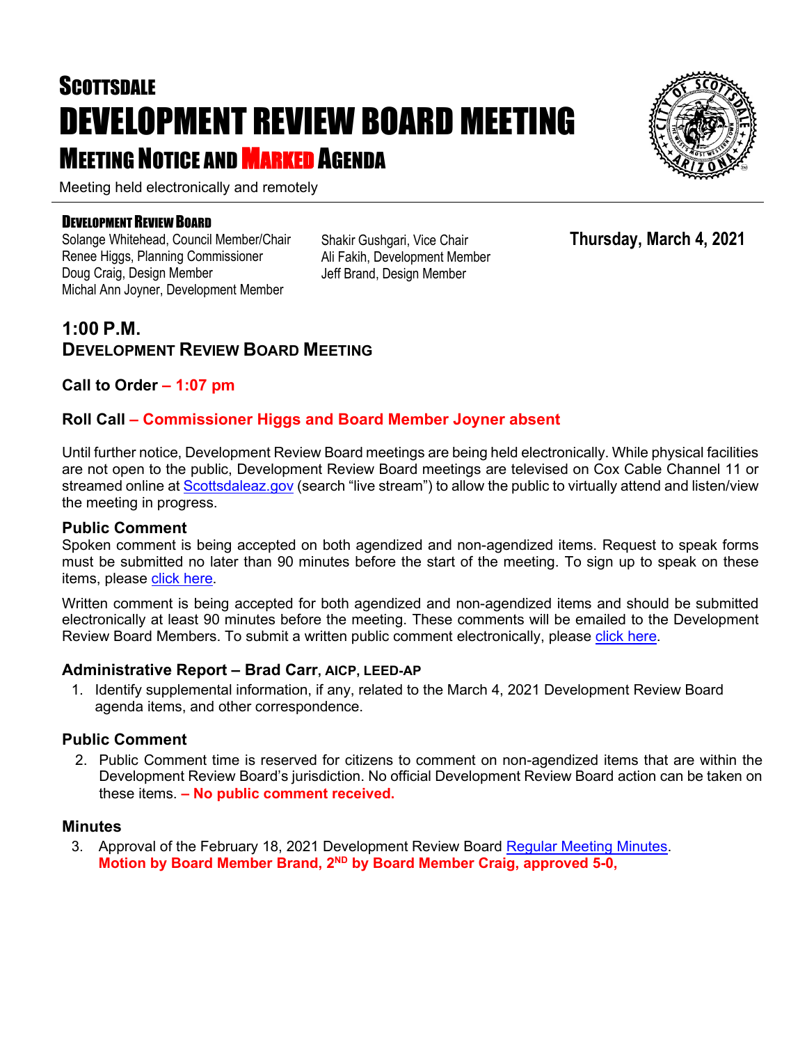# SCOTTSDALE
# DEVELOPMENT REVIEW BOARD MEETING
## MEETING NOTICE AND MARKED AGENDA

Meeting held electronically and remotely

**DEVELOPMENT REVIEW BOARD**

Solange Whitehead, Council Member/Chair
Renee Higgs, Planning Commissioner
Doug Craig, Design Member
Michal Ann Joyner, Development Member
Shakir Gushgari, Vice Chair
Ali Fakih, Development Member
Jeff Brand, Design Member

**Thursday, March 4, 2021**

### 1:00 P.M.
### DEVELOPMENT REVIEW BOARD MEETING

**Call to Order – 1:07 pm**

**Roll Call – Commissioner Higgs and Board Member Joyner absent**

Until further notice, Development Review Board meetings are being held electronically. While physical facilities are not open to the public, Development Review Board meetings are televised on Cox Cable Channel 11 or streamed online at Scottsdaleaz.gov (search "live stream") to allow the public to virtually attend and listen/view the meeting in progress.

#### Public Comment

Spoken comment is being accepted on both agendized and non-agendized items. Request to speak forms must be submitted no later than 90 minutes before the start of the meeting. To sign up to speak on these items, please click here.

Written comment is being accepted for both agendized and non-agendized items and should be submitted electronically at least 90 minutes before the meeting. These comments will be emailed to the Development Review Board Members. To submit a written public comment electronically, please click here.

#### Administrative Report – Brad Carr, AICP, LEED-AP

1. Identify supplemental information, if any, related to the March 4, 2021 Development Review Board agenda items, and other correspondence.

#### Public Comment

2. Public Comment time is reserved for citizens to comment on non-agendized items that are within the Development Review Board's jurisdiction. No official Development Review Board action can be taken on these items. **– No public comment received.**

#### Minutes

3. Approval of the February 18, 2021 Development Review Board Regular Meeting Minutes.
**Motion by Board Member Brand, 2ND by Board Member Craig, approved 5-0,**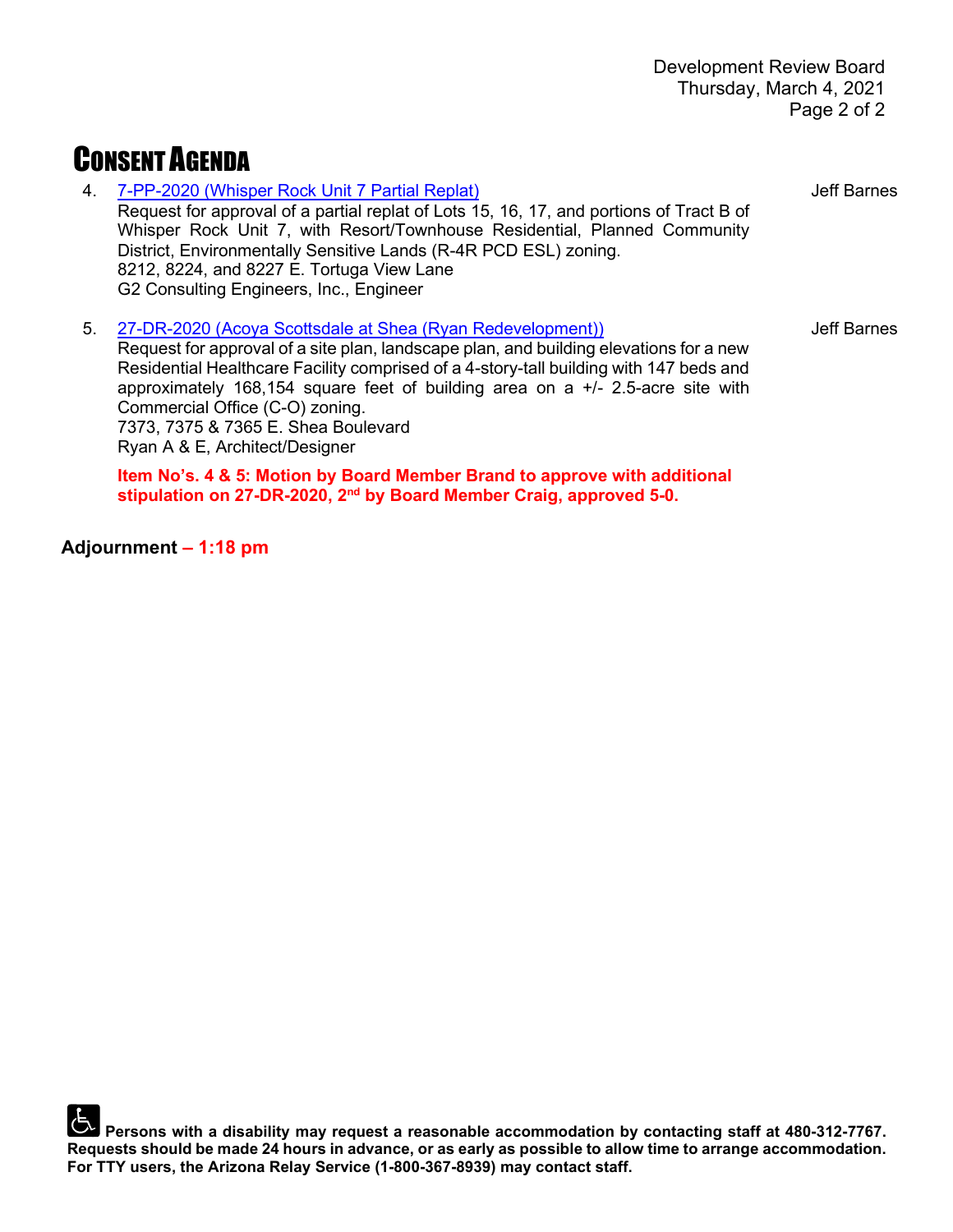# CONSENT AGENDA

4. [7-PP-2020 (Whisper Rock Unit 7 Partial Replat)] Jeff Barnes
   Request for approval of a partial replat of Lots 15, 16, 17, and portions of Tract B of Whisper Rock Unit 7, with Resort/Townhouse Residential, Planned Community District, Environmentally Sensitive Lands (R-4R PCD ESL) zoning.
   8212, 8224, and 8227 E. Tortuga View Lane
   G2 Consulting Engineers, Inc., Engineer

5. [27-DR-2020 (Acoya Scottsdale at Shea (Ryan Redevelopment))] Jeff Barnes
   Request for approval of a site plan, landscape plan, and building elevations for a new Residential Healthcare Facility comprised of a 4-story-tall building with 147 beds and approximately 168,154 square feet of building area on a +/- 2.5-acre site with Commercial Office (C-O) zoning.
   7373, 7375 & 7365 E. Shea Boulevard
   Ryan A & E, Architect/Designer

   **Item No's. 4 & 5: Motion by Board Member Brand to approve with additional stipulation on 27-DR-2020, 2nd by Board Member Craig, approved 5-0.**

**Adjournment – 1:18 pm**

**Persons with a disability may request a reasonable accommodation by contacting staff at 480-312-7767. Requests should be made 24 hours in advance, or as early as possible to allow time to arrange accommodation. For TTY users, the Arizona Relay Service (1-800-367-8939) may contact staff.**